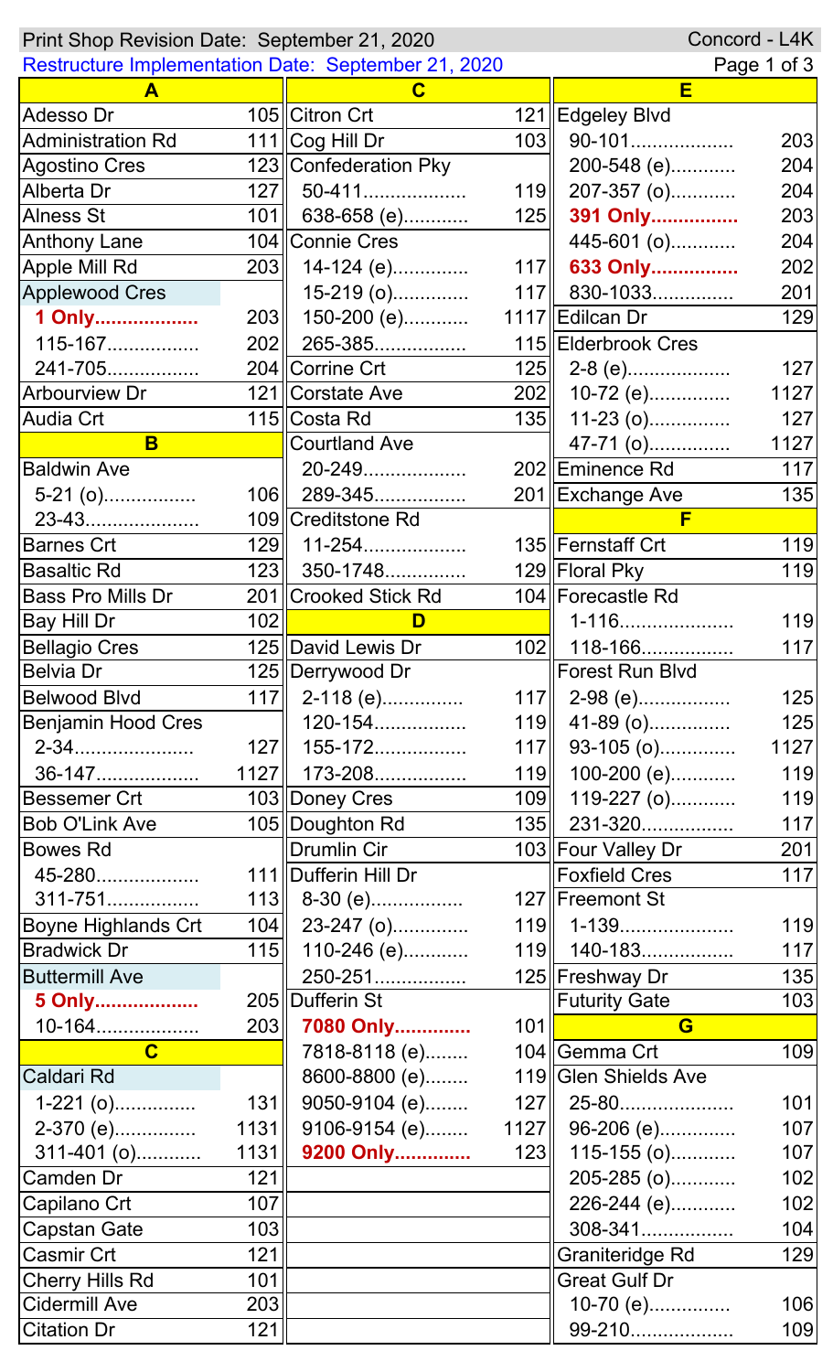Print Shop Revision Date: September 21, 2020 — Concord - L4K

Restructure Implementation Date: September 21, 2020

| Street | Route |
|---|---|
| **A** | |
| Adesso Dr | 105 |
| Administration Rd | 111 |
| Agostino Cres | 123 |
| Alberta Dr | 127 |
| Alness St | 101 |
| Anthony Lane | 104 |
| Apple Mill Rd | 203 |
| Applewood Cres | |
| **1 Only** | 203 |
| 115-167 | 202 |
| 241-705 | 204 |
| Arbourview Dr | 121 |
| Audia Crt | 115 |
| **B** | |
| Baldwin Ave | |
| 5-21 (o) | 106 |
| 23-43 | 109 |
| Barnes Crt | 129 |
| Basaltic Rd | 123 |
| Bass Pro Mills Dr | 201 |
| Bay Hill Dr | 102 |
| Bellagio Cres | 125 |
| Belvia Dr | 125 |
| Belwood Blvd | 117 |
| Benjamin Hood Cres | |
| 2-34 | 127 |
| 36-147 | 1127 |
| Bessemer Crt | 103 |
| Bob O'Link Ave | 105 |
| Bowes Rd | |
| 45-280 | 111 |
| 311-751 | 113 |
| Boyne Highlands Crt | 104 |
| Bradwick Dr | 115 |
| Buttermill Ave | |
| **5 Only** | 205 |
| 10-164 | 203 |
| **C** | |
| Caldari Rd | |
| 1-221 (o) | 131 |
| 2-370 (e) | 1131 |
| 311-401 (o) | 1131 |
| Camden Dr | 121 |
| Capilano Crt | 107 |
| Capstan Gate | 103 |
| Casmir Crt | 121 |
| Cherry Hills Rd | 101 |
| Cidermill Ave | 203 |
| Citation Dr | 121 |
| Citron Crt | 121 |
| Cog Hill Dr | 103 |
| Confederation Pky | |
| 50-411 | 119 |
| 638-658 (e) | 125 |
| Connie Cres | |
| 14-124 (e) | 117 |
| 15-219 (o) | 117 |
| 150-200 (e) | 1117 |
| 265-385 | 115 |
| Corrine Crt | 125 |
| Corstate Ave | 202 |
| Costa Rd | 135 |
| Courtland Ave | |
| 20-249 | 202 |
| 289-345 | 201 |
| Creditstone Rd | |
| 11-254 | 135 |
| 350-1748 | 129 |
| Crooked Stick Rd | 104 |
| **D** | |
| David Lewis Dr | 102 |
| Derrywood Dr | |
| 2-118 (e) | 117 |
| 120-154 | 119 |
| 155-172 | 117 |
| 173-208 | 119 |
| Doney Cres | 109 |
| Doughton Rd | 135 |
| Drumlin Cir | 103 |
| Dufferin Hill Dr | |
| 8-30 (e) | 127 |
| 23-247 (o) | 119 |
| 110-246 (e) | 119 |
| 250-251 | 125 |
| Dufferin St | |
| **7080 Only** | 101 |
| 7818-8118 (e) | 104 |
| 8600-8800 (e) | 119 |
| 9050-9104 (e) | 127 |
| 9106-9154 (e) | 1127 |
| **9200 Only** | 123 |
| **E** | |
| Edgeley Blvd | |
| 90-101 | 203 |
| 200-548 (e) | 204 |
| 207-357 (o) | 204 |
| **391 Only** | 203 |
| 445-601 (o) | 204 |
| **633 Only** | 202 |
| 830-1033 | 201 |
| Edilcan Dr | 129 |
| Elderbrook Cres | |
| 2-8 (e) | 127 |
| 10-72 (e) | 1127 |
| 11-23 (o) | 127 |
| 47-71 (o) | 1127 |
| Eminence Rd | 117 |
| Exchange Ave | 135 |
| **F** | |
| Fernstaff Crt | 119 |
| Floral Pky | 119 |
| Forecastle Rd | |
| 1-116 | 119 |
| 118-166 | 117 |
| Forest Run Blvd | |
| 2-98 (e) | 125 |
| 41-89 (o) | 125 |
| 93-105 (o) | 1127 |
| 100-200 (e) | 119 |
| 119-227 (o) | 119 |
| 231-320 | 117 |
| Four Valley Dr | 201 |
| Foxfield Cres | 117 |
| Freemont St | |
| 1-139 | 119 |
| 140-183 | 117 |
| Freshway Dr | 135 |
| Futurity Gate | 103 |
| **G** | |
| Gemma Crt | 109 |
| Glen Shields Ave | |
| 25-80 | 101 |
| 96-206 (e) | 107 |
| 115-155 (o) | 107 |
| 205-285 (o) | 102 |
| 226-244 (e) | 102 |
| 308-341 | 104 |
| Graniteridge Rd | 129 |
| Great Gulf Dr | |
| 10-70 (e) | 106 |
| 99-210 | 109 |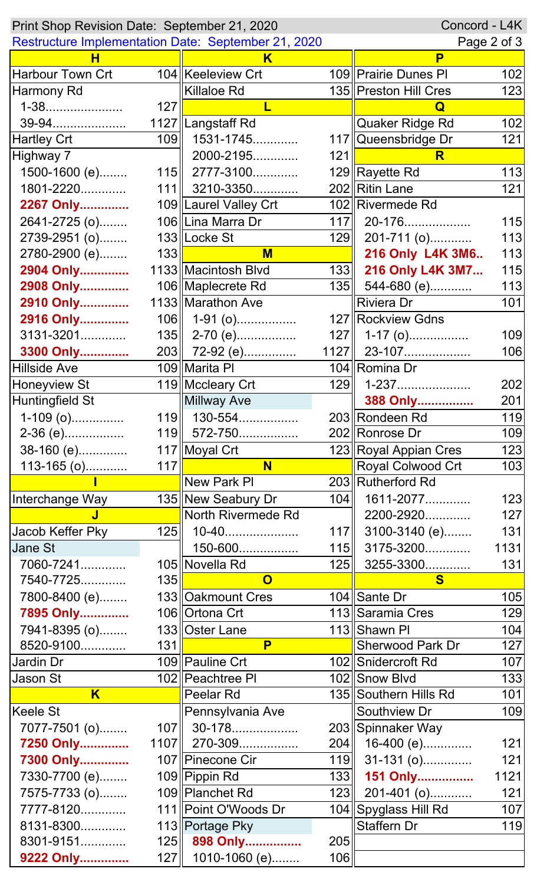Print Shop Revision Date: September 21, 2020 — Concord - L4K

Restructure Implementation Date: September 21, 2020

| Street | Route |
|---|---|
| **H** | |
| Harbour Town Crt | 104 |
| Harmony Rd | |
| 1-38..................... | 127 |
| 39-94..................... | 1127 |
| Hartley Crt | 109 |
| Highway 7 | |
| 1500-1600 (e)........ | 115 |
| 1801-2220............ | 111 |
| **2267 Only.............** | 109 |
| 2641-2725 (o)........ | 106 |
| 2739-2951 (o)........ | 133 |
| 2780-2900 (e)........ | 133 |
| **2904 Only.............** | 1133 |
| **2908 Only.............** | 106 |
| **2910 Only.............** | 1133 |
| **2916 Only.............** | 106 |
| 3131-3201............ | 135 |
| **3300 Only.............** | 203 |
| Hillside Ave | 109 |
| Honeyview St | 119 |
| Huntingfield St | |
| 1-109 (o).............. | 119 |
| 2-36 (e)................ | 119 |
| 38-160 (e)............. | 117 |
| 113-165 (o)........... | 117 |
| **I** | |
| Interchange Way | 135 |
| **J** | |
| Jacob Keffer Pky | 125 |
| Jane St | |
| 7060-7241............ | 105 |
| 7540-7725............ | 135 |
| 7800-8400 (e)........ | 133 |
| **7895 Only.............** | 106 |
| 7941-8395 (o)........ | 133 |
| 8520-9100............ | 131 |
| Jardin Dr | 109 |
| Jason St | 102 |
| **K** | |
| Keele St | |
| 7077-7501 (o)........ | 107 |
| **7250 Only.............** | 1107 |
| **7300 Only.............** | 107 |
| 7330-7700 (e)........ | 109 |
| 7575-7733 (o)........ | 109 |
| 7777-8120............ | 111 |
| 8131-8300............ | 113 |
| 8301-9151............ | 125 |
| **9222 Only.............** | 127 |
| Keeleview Crt | 109 |
| Killaloe Rd | 135 |
| **L** | |
| Langstaff Rd | |
| 1531-1745............ | 117 |
| 2000-2195............ | 121 |
| 2777-3100............ | 129 |
| 3210-3350............ | 202 |
| Laurel Valley Crt | 102 |
| Lina Marra Dr | 117 |
| Locke St | 129 |
| **M** | |
| Macintosh Blvd | 133 |
| Maplecrete Rd | 135 |
| Marathon Ave | |
| 1-91 (o)................ | 127 |
| 2-70 (e)................ | 127 |
| 72-92 (e)............... | 1127 |
| Marita Pl | 104 |
| Mccleary Crt | 129 |
| Millway Ave | |
| 130-554................. | 203 |
| 572-750................. | 202 |
| Moyal Crt | 123 |
| **N** | |
| New Park Pl | 203 |
| New Seabury Dr | 104 |
| North Rivermede Rd | |
| 10-40.................... | 117 |
| 150-600................. | 115 |
| Novella Rd | 125 |
| **O** | |
| Oakmount Cres | 104 |
| Ortona Crt | 113 |
| Oster Lane | 113 |
| **P** | |
| Pauline Crt | 102 |
| Peachtree Pl | 102 |
| Peelar Rd | 135 |
| Pennsylvania Ave | |
| 30-178.................. | 203 |
| 270-309................. | 204 |
| Pinecone Cir | 119 |
| Pippin Rd | 133 |
| Planchet Rd | 123 |
| Point O'Woods Dr | 104 |
| Portage Pky | |
| **898 Only...............** | 205 |
| 1010-1060 (e)........ | 106 |
| Prairie Dunes Pl | 102 |
| Preston Hill Cres | 123 |
| **Q** | |
| Quaker Ridge Rd | 102 |
| Queensbridge Dr | 121 |
| **R** | |
| Rayette Rd | 113 |
| Ritin Lane | 121 |
| Rivermede Rd | |
| 20-176.................. | 115 |
| 201-711 (o)........... | 113 |
| **216 Only L4K 3M6..** | 113 |
| **216 Only L4K 3M7...** | 115 |
| 544-680 (e)........... | 113 |
| Riviera Dr | 101 |
| Rockview Gdns | |
| 1-17 (o)................ | 109 |
| 23-107................... | 106 |
| Romina Dr | |
| 1-237..................... | 202 |
| **388 Only...............** | 201 |
| Rondeen Rd | 119 |
| Ronrose Dr | 109 |
| Royal Appian Cres | 123 |
| Royal Colwood Crt | 103 |
| Rutherford Rd | |
| 1611-2077............ | 123 |
| 2200-2920............ | 127 |
| 3100-3140 (e)........ | 131 |
| 3175-3200............ | 1131 |
| 3255-3300............ | 131 |
| **S** | |
| Sante Dr | 105 |
| Saramia Cres | 129 |
| Shawn Pl | 104 |
| Sherwood Park Dr | 127 |
| Snidercroft Rd | 107 |
| Snow Blvd | 133 |
| Southern Hills Rd | 101 |
| Southview Dr | 109 |
| Spinnaker Way | |
| 16-400 (e)............. | 121 |
| 31-131 (o)............. | 121 |
| **151 Only...............** | 1121 |
| 201-401 (o)........... | 121 |
| Spyglass Hill Rd | 107 |
| Staffern Dr | 119 |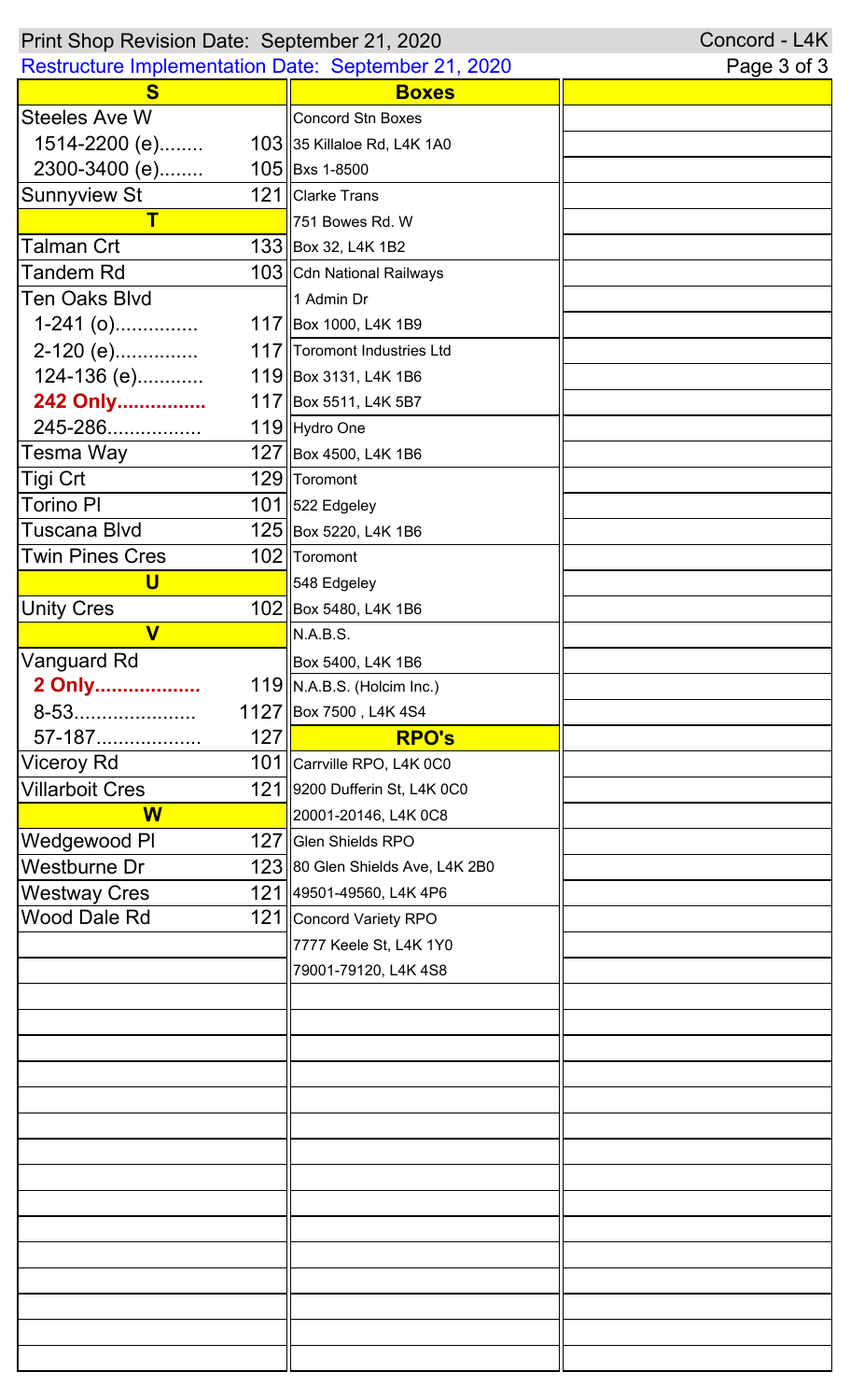Print Shop Revision Date: September 21, 2020

Restructure Implementation Date: September 21, 2020

Concord - L4K

| S | | Boxes | |
|---|---|---|---|
| Steeles Ave W | | Concord Stn Boxes | |
| 1514-2200 (e)........ | 103 | 35 Killaloe Rd, L4K 1A0 | |
| 2300-3400 (e)........ | 105 | Bxs 1-8500 | |
| Sunnyview St | 121 | Clarke Trans | |
| **T** | | 751 Bowes Rd. W | |
| Talman Crt | 133 | Box 32, L4K 1B2 | |
| Tandem Rd | 103 | Cdn National Railways | |
| Ten Oaks Blvd | | 1 Admin Dr | |
| 1-241 (o)............... | 117 | Box 1000, L4K 1B9 | |
| 2-120 (e)............... | 117 | Toromont Industries Ltd | |
| 124-136 (e)............ | 119 | Box 3131, L4K 1B6 | |
| **242 Only................** | 117 | Box 5511, L4K 5B7 | |
| 245-286................. | 119 | Hydro One | |
| Tesma Way | 127 | Box 4500, L4K 1B6 | |
| Tigi Crt | 129 | Toromont | |
| Torino Pl | 101 | 522 Edgeley | |
| Tuscana Blvd | 125 | Box 5220, L4K 1B6 | |
| Twin Pines Cres | 102 | Toromont | |
| **U** | | 548 Edgeley | |
| Unity Cres | 102 | Box 5480, L4K 1B6 | |
| **V** | | N.A.B.S. | |
| Vanguard Rd | | Box 5400, L4K 1B6 | |
| **2 Only...................** | 119 | N.A.B.S. (Holcim Inc.) | |
| 8-53...................... | 1127 | Box 7500 , L4K 4S4 | |
| 57-187................... | 127 | **RPO's** | |
| Viceroy Rd | 101 | Carrville RPO, L4K 0C0 | |
| Villarboit Cres | 121 | 9200 Dufferin St, L4K 0C0 | |
| **W** | | 20001-20146, L4K 0C8 | |
| Wedgewood Pl | 127 | Glen Shields RPO | |
| Westburne Dr | 123 | 80 Glen Shields Ave, L4K 2B0 | |
| Westway Cres | 121 | 49501-49560, L4K 4P6 | |
| Wood Dale Rd | 121 | Concord Variety RPO | |
| | | 7777 Keele St, L4K 1Y0 | |
| | | 79001-79120, L4K 4S8 | |